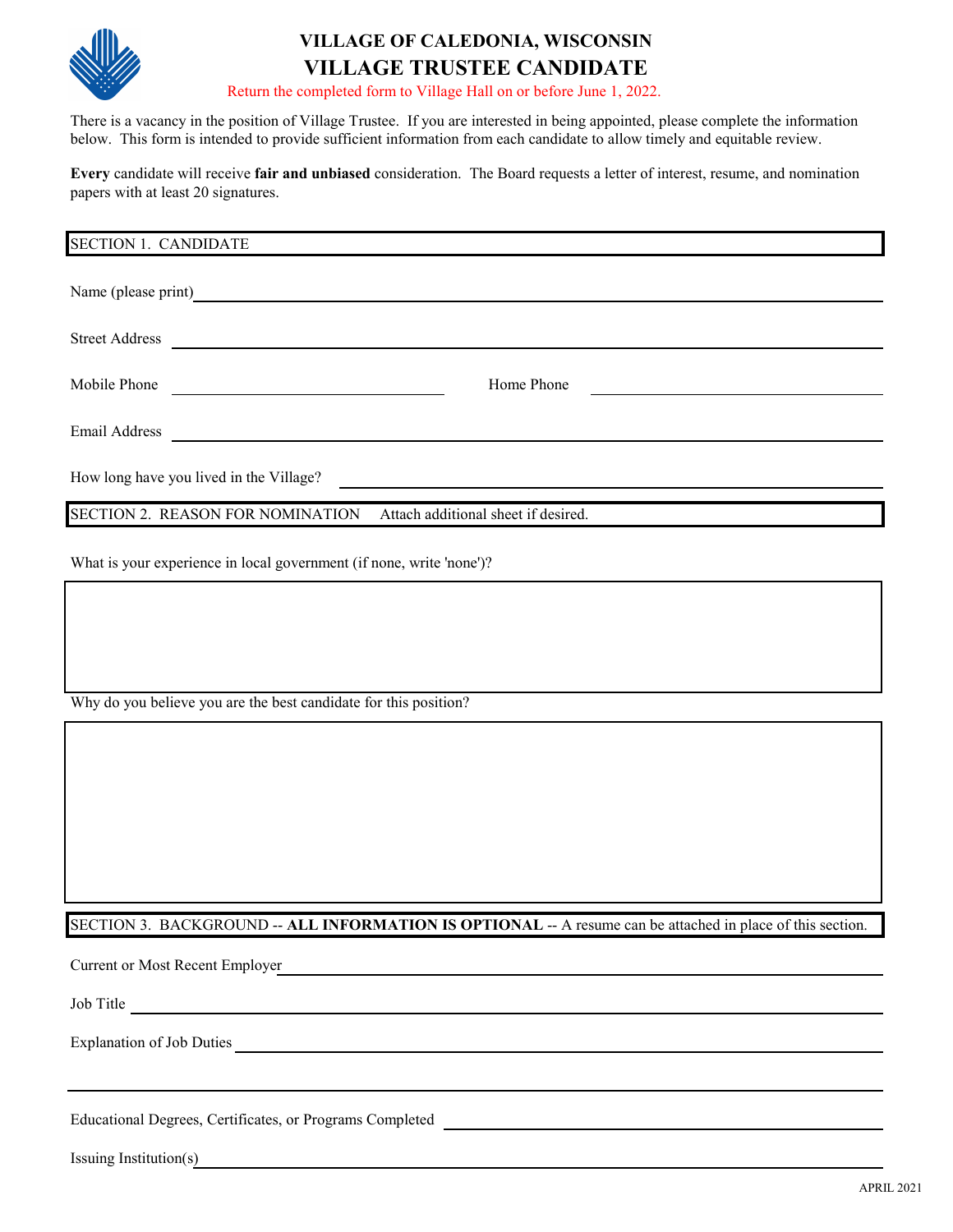# VILLAGE OF CALEDONIA, WISCONSIN
## VILLAGE TRUSTEE CANDIDATE

Return the completed form to Village Hall on or before June 1, 2022.

There is a vacancy in the position of Village Trustee. If you are interested in being appointed, please complete the information below. This form is intended to provide sufficient information from each candidate to allow timely and equitable review.

**Every** candidate will receive **fair and unbiased** consideration. The Board requests a letter of interest, resume, and nomination papers with at least 20 signatures.

### SECTION 1. CANDIDATE

Name (please print) ____________________

Street Address ____________________

Mobile Phone ____________________ Home Phone ____________________

Email Address ____________________

How long have you lived in the Village? ____________________

### SECTION 2. REASON FOR NOMINATION    Attach additional sheet if desired.

What is your experience in local government (if none, write 'none')?

Why do you believe you are the best candidate for this position?

### SECTION 3. BACKGROUND -- **ALL INFORMATION IS OPTIONAL** -- A resume can be attached in place of this section.

Current or Most Recent Employer ____________________

Job Title ____________________

Explanation of Job Duties ____________________

Educational Degrees, Certificates, or Programs Completed ____________________

Issuing Institution(s) ____________________

APRIL 2021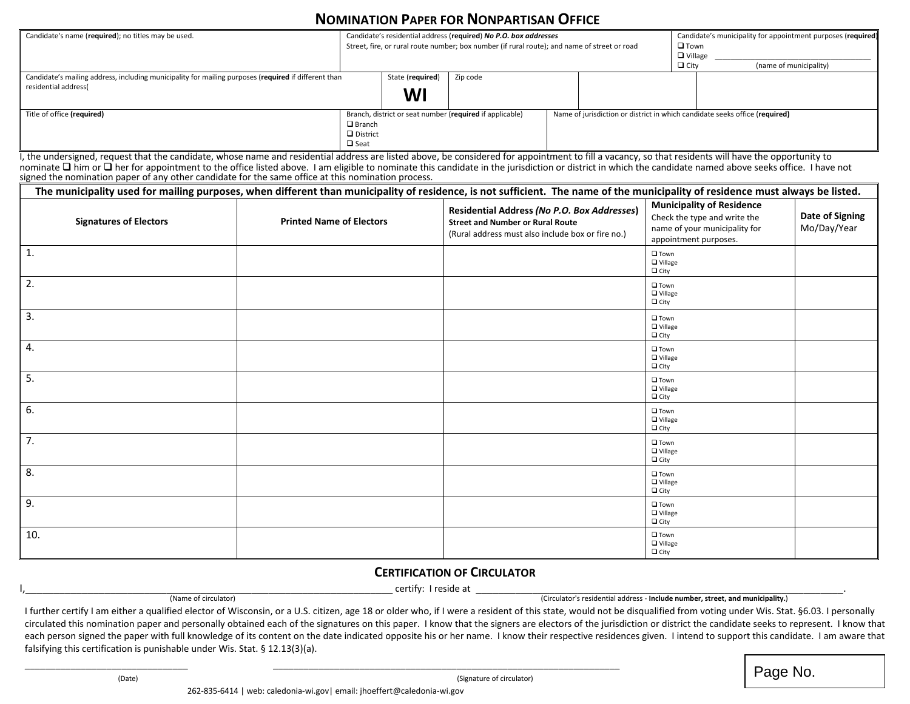# NOMINATION PAPER FOR NONPARTISAN OFFICE

| Candidate's name (**required**); no titles may be used. | Candidate's residential address (**required**) ***No P.O. box addresses*** Street, fire, or rural route number; box number (if rural route); and name of street or road | Candidate's municipality for appointment purposes (**required**) ❑ Town ❑ Village ❑ City ____________ (name of municipality) |
|---|---|---|
| Candidate's mailing address, including municipality for mailing purposes (**required** if different than residential address( | State (**required**) **WI** | Zip code |
| Title of office **(required)** | Branch, district or seat number (**required** if applicable) ❑ Branch ❑ District ❑ Seat | Name of jurisdiction or district in which candidate seeks office (**required**) |

I, the undersigned, request that the candidate, whose name and residential address are listed above, be considered for appointment to fill a vacancy, so that residents will have the opportunity to nominate ❑ him or ❑ her for appointment to the office listed above. I am eligible to nominate this candidate in the jurisdiction or district in which the candidate named above seeks office. I have not signed the nomination paper of any other candidate for the same office at this nomination process.

**The municipality used for mailing purposes, when different than municipality of residence, is not sufficient. The name of the municipality of residence must always be listed.**

| Signatures of Electors | Printed Name of Electors | Residential Address *(No P.O. Box Addresses)* Street and Number or Rural Route (Rural address must also include box or fire no.) | Municipality of Residence Check the type and write the name of your municipality for appointment purposes. | Date of Signing Mo/Day/Year |
|---|---|---|---|---|
| 1. | | | ❑ Town ❑ Village ❑ City | |
| 2. | | | ❑ Town ❑ Village ❑ City | |
| 3. | | | ❑ Town ❑ Village ❑ City | |
| 4. | | | ❑ Town ❑ Village ❑ City | |
| 5. | | | ❑ Town ❑ Village ❑ City | |
| 6. | | | ❑ Town ❑ Village ❑ City | |
| 7. | | | ❑ Town ❑ Village ❑ City | |
| 8. | | | ❑ Town ❑ Village ❑ City | |
| 9. | | | ❑ Town ❑ Village ❑ City | |
| 10. | | | ❑ Town ❑ Village ❑ City | |

## CERTIFICATION OF CIRCULATOR

I,______________________________ certify: I reside at ______________________________.
(Name of circulator) (Circulator's residential address - **Include number, street, and municipality.**)

I further certify I am either a qualified elector of Wisconsin, or a U.S. citizen, age 18 or older who, if I were a resident of this state, would not be disqualified from voting under Wis. Stat. §6.03. I personally circulated this nomination paper and personally obtained each of the signatures on this paper. I know that the signers are electors of the jurisdiction or district the candidate seeks to represent. I know that each person signed the paper with full knowledge of its content on the date indicated opposite his or her name. I know their respective residences given. I intend to support this candidate. I am aware that falsifying this certification is punishable under Wis. Stat. § 12.13(3)(a).

______________________ (Date)  ______________________________ (Signature of circulator)

Page No.

262-835-6414 | web: caledonia-wi.gov| email: jhoeffert@caledonia-wi.gov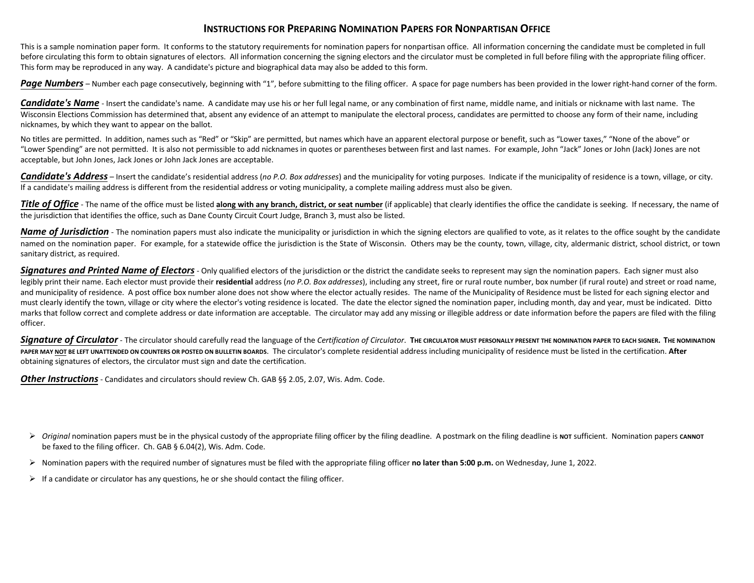# INSTRUCTIONS FOR PREPARING NOMINATION PAPERS FOR NONPARTISAN OFFICE

This is a sample nomination paper form. It conforms to the statutory requirements for nomination papers for nonpartisan office. All information concerning the candidate must be completed in full before circulating this form to obtain signatures of electors. All information concerning the signing electors and the circulator must be completed in full before filing with the appropriate filing officer. This form may be reproduced in any way. A candidate's picture and biographical data may also be added to this form.

***Page Numbers*** – Number each page consecutively, beginning with "1", before submitting to the filing officer. A space for page numbers has been provided in the lower right-hand corner of the form.

***Candidate's Name*** - Insert the candidate's name. A candidate may use his or her full legal name, or any combination of first name, middle name, and initials or nickname with last name. The Wisconsin Elections Commission has determined that, absent any evidence of an attempt to manipulate the electoral process, candidates are permitted to choose any form of their name, including nicknames, by which they want to appear on the ballot.

No titles are permitted. In addition, names such as "Red" or "Skip" are permitted, but names which have an apparent electoral purpose or benefit, such as "Lower taxes," "None of the above" or "Lower Spending" are not permitted. It is also not permissible to add nicknames in quotes or parentheses between first and last names. For example, John "Jack" Jones or John (Jack) Jones are not acceptable, but John Jones, Jack Jones or John Jack Jones are acceptable.

***Candidate's Address*** – Insert the candidate's residential address (*no P.O. Box addresses*) and the municipality for voting purposes. Indicate if the municipality of residence is a town, village, or city. If a candidate's mailing address is different from the residential address or voting municipality, a complete mailing address must also be given.

***Title of Office*** - The name of the office must be listed **along with any branch, district, or seat number** (if applicable) that clearly identifies the office the candidate is seeking. If necessary, the name of the jurisdiction that identifies the office, such as Dane County Circuit Court Judge, Branch 3, must also be listed.

***Name of Jurisdiction*** - The nomination papers must also indicate the municipality or jurisdiction in which the signing electors are qualified to vote, as it relates to the office sought by the candidate named on the nomination paper. For example, for a statewide office the jurisdiction is the State of Wisconsin. Others may be the county, town, village, city, aldermanic district, school district, or town sanitary district, as required.

***Signatures and Printed Name of Electors*** - Only qualified electors of the jurisdiction or the district the candidate seeks to represent may sign the nomination papers. Each signer must also legibly print their name. Each elector must provide their **residential** address (*no P.O. Box addresses*), including any street, fire or rural route number, box number (if rural route) and street or road name, and municipality of residence. A post office box number alone does not show where the elector actually resides. The name of the Municipality of Residence must be listed for each signing elector and must clearly identify the town, village or city where the elector's voting residence is located. The date the elector signed the nomination paper, including month, day and year, must be indicated. Ditto marks that follow correct and complete address or date information are acceptable. The circulator may add any missing or illegible address or date information before the papers are filed with the filing officer.

***Signature of Circulator*** - The circulator should carefully read the language of the *Certification of Circulator*. **THE CIRCULATOR MUST PERSONALLY PRESENT THE NOMINATION PAPER TO EACH SIGNER. THE NOMINATION PAPER MAY NOT BE LEFT UNATTENDED ON COUNTERS OR POSTED ON BULLETIN BOARDS**. The circulator's complete residential address including municipality of residence must be listed in the certification. **After** obtaining signatures of electors, the circulator must sign and date the certification.

***Other Instructions*** - Candidates and circulators should review Ch. GAB §§ 2.05, 2.07, Wis. Adm. Code.

- *Original* nomination papers must be in the physical custody of the appropriate filing officer by the filing deadline. A postmark on the filing deadline is **NOT** sufficient. Nomination papers **CANNOT** be faxed to the filing officer. Ch. GAB § 6.04(2), Wis. Adm. Code.
- Nomination papers with the required number of signatures must be filed with the appropriate filing officer **no later than 5:00 p.m.** on Wednesday, June 1, 2022.
- If a candidate or circulator has any questions, he or she should contact the filing officer.